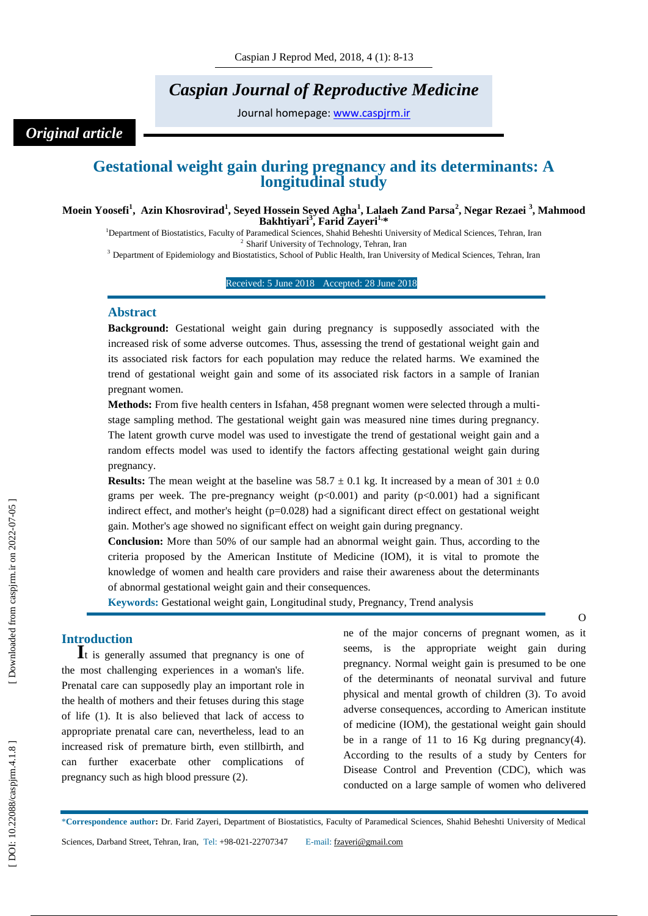# Caspian Journal of Reproductive Medicine

Journal homepage: www.caspjrm.ir

*Original article*

## Gestational weight gain during pregnancy and its determinants: A longitudinal study

**Moein Yoosefi[1], Azin Khosrovirad[1], Seyed Hossein Seyed Agha[1], Lalaeh Zand Parsa[2], Negar Rezaei [3], Mahmood Bakhtiyari[3], Farid Zayeri[1,*]**

[1]Department of Biostatistics, Faculty of Paramedical Sciences, Shahid Beheshti University of Medical Sciences, Tehran, Iran
[2] Sharif University of Technology, Tehran, Iran
[3] Department of Epidemiology and Biostatistics, School of Public Health, Iran University of Medical Sciences, Tehran, Iran

Received: 5 June 2018 Accepted: 28 June 2018

### Abstract

**Background:** Gestational weight gain during pregnancy is supposedly associated with the increased risk of some adverse outcomes. Thus, assessing the trend of gestational weight gain and its associated risk factors for each population may reduce the related harms. We examined the trend of gestational weight gain and some of its associated risk factors in a sample of Iranian pregnant women.

**Methods:** From five health centers in Isfahan, 458 pregnant women were selected through a multi-stage sampling method. The gestational weight gain was measured nine times during pregnancy. The latent growth curve model was used to investigate the trend of gestational weight gain and a random effects model was used to identify the factors affecting gestational weight gain during pregnancy.

**Results:** The mean weight at the baseline was 58.7 ± 0.1 kg. It increased by a mean of 301 ± 0.0 grams per week. The pre-pregnancy weight ($p<0.001$) and parity ($p<0.001$) had a significant indirect effect, and mother's height ($p=0.028$) had a significant direct effect on gestational weight gain. Mother's age showed no significant effect on weight gain during pregnancy.

**Conclusion:** More than 50% of our sample had an abnormal weight gain. Thus, according to the criteria proposed by the American Institute of Medicine (IOM), it is vital to promote the knowledge of women and health care providers and raise their awareness about the determinants of abnormal gestational weight gain and their consequences.

**Keywords:** Gestational weight gain, Longitudinal study, Pregnancy, Trend analysis

### Introduction

It is generally assumed that pregnancy is one of the most challenging experiences in a woman's life. Prenatal care can supposedly play an important role in the health of mothers and their fetuses during this stage of life (1). It is also believed that lack of access to appropriate prenatal care can, nevertheless, lead to an increased risk of premature birth, even stillbirth, and can further exacerbate other complications of pregnancy such as high blood pressure (2).

One of the major concerns of pregnant women, as it seems, is the appropriate weight gain during pregnancy. Normal weight gain is presumed to be one of the determinants of neonatal survival and future physical and mental growth of children (3). To avoid adverse consequences, according to American institute of medicine (IOM), the gestational weight gain should be in a range of 11 to 16 Kg during pregnancy(4). According to the results of a study by Centers for Disease Control and Prevention (CDC), which was conducted on a large sample of women who delivered

*Correspondence author: Dr. Farid Zayeri, Department of Biostatistics, Faculty of Paramedical Sciences, Shahid Beheshti University of Medical Sciences, Darband Street, Tehran, Iran, Tel: +98-021-22707347 E-mail: fzayeri@gmail.com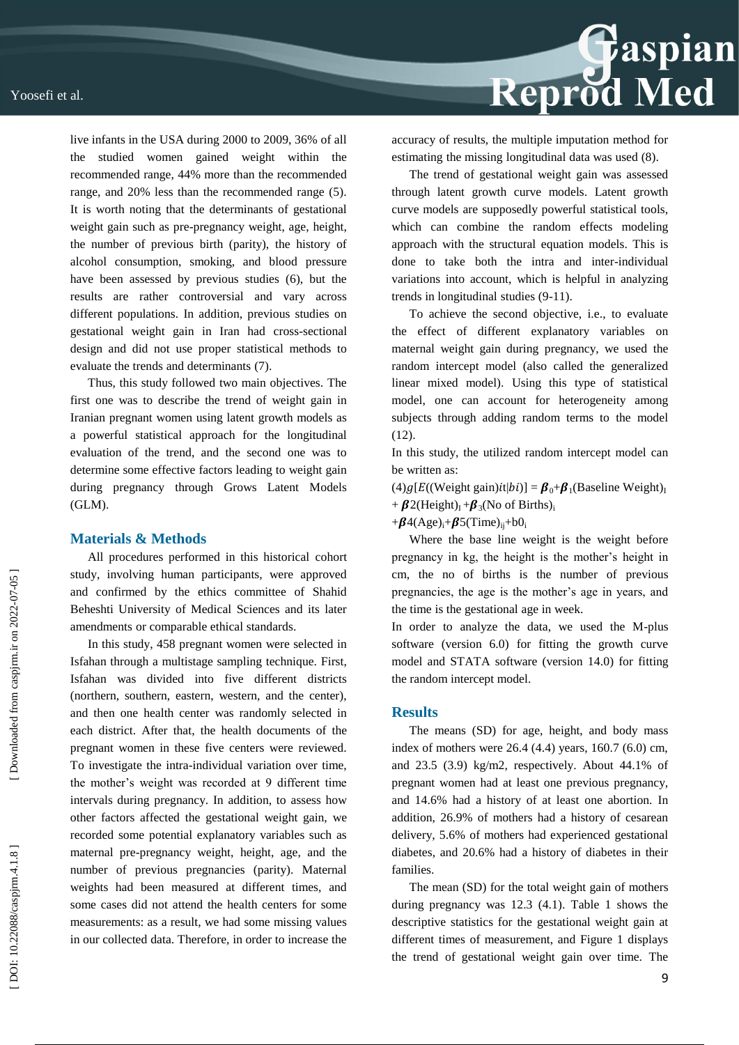live infants in the USA during 2000 to 2009, 36% of all the studied women gained weight within the recommended range, 44% more than the recommended range, and 20% less than the recommended range (5). It is worth noting that the determinants of gestational weight gain such as pre-pregnancy weight, age, height, the number of previous birth (parity), the history of alcohol consumption, smoking, and blood pressure have been assessed by previous studies (6), but the results are rather controversial and vary across different populations. In addition, previous studies on gestational weight gain in Iran had cross-sectional design and did not use proper statistical methods to evaluate the trends and determinants (7).

Thus, this study followed two main objectives. The first one was to describe the trend of weight gain in Iranian pregnant women using latent growth models as a powerful statistical approach for the longitudinal evaluation of the trend, and the second one was to determine some effective factors leading to weight gain during pregnancy through Grows Latent Models (GLM).

## Materials & Methods

All procedures performed in this historical cohort study, involving human participants, were approved and confirmed by the ethics committee of Shahid Beheshti University of Medical Sciences and its later amendments or comparable ethical standards.

In this study, 458 pregnant women were selected in Isfahan through a multistage sampling technique. First, Isfahan was divided into five different districts (northern, southern, eastern, western, and the center), and then one health center was randomly selected in each district. After that, the health documents of the pregnant women in these five centers were reviewed. To investigate the intra-individual variation over time, the mother's weight was recorded at 9 different time intervals during pregnancy. In addition, to assess how other factors affected the gestational weight gain, we recorded some potential explanatory variables such as maternal pre-pregnancy weight, height, age, and the number of previous pregnancies (parity). Maternal weights had been measured at different times, and some cases did not attend the health centers for some measurements: as a result, we had some missing values in our collected data. Therefore, in order to increase the accuracy of results, the multiple imputation method for estimating the missing longitudinal data was used (8).

The trend of gestational weight gain was assessed through latent growth curve models. Latent growth curve models are supposedly powerful statistical tools, which can combine the random effects modeling approach with the structural equation models. This is done to take both the intra and inter-individual variations into account, which is helpful in analyzing trends in longitudinal studies (9-11).

To achieve the second objective, i.e., to evaluate the effect of different explanatory variables on maternal weight gain during pregnancy, we used the random intercept model (also called the generalized linear mixed model). Using this type of statistical model, one can account for heterogeneity among subjects through adding random terms to the model (12).

In this study, the utilized random intercept model can be written as:

$$(4)\, g[E((\text{Weight gain})it|bi)] = \beta_0+\beta_1(\text{Baseline Weight})_I + \beta 2(\text{Height})_I + \beta_3(\text{No of Births})_i + \beta 4(\text{Age})_i + \beta 5(\text{Time})_{ij} + b0_i$$

Where the base line weight is the weight before pregnancy in kg, the height is the mother's height in cm, the no of births is the number of previous pregnancies, the age is the mother's age in years, and the time is the gestational age in week.

In order to analyze the data, we used the M-plus software (version 6.0) for fitting the growth curve model and STATA software (version 14.0) for fitting the random intercept model.

## Results

The means (SD) for age, height, and body mass index of mothers were 26.4 (4.4) years, 160.7 (6.0) cm, and 23.5 (3.9) kg/m2, respectively. About 44.1% of pregnant women had at least one previous pregnancy, and 14.6% had a history of at least one abortion. In addition, 26.9% of mothers had a history of cesarean delivery, 5.6% of mothers had experienced gestational diabetes, and 20.6% had a history of diabetes in their families.

The mean (SD) for the total weight gain of mothers during pregnancy was 12.3 (4.1). Table 1 shows the descriptive statistics for the gestational weight gain at different times of measurement, and Figure 1 displays the trend of gestational weight gain over time. The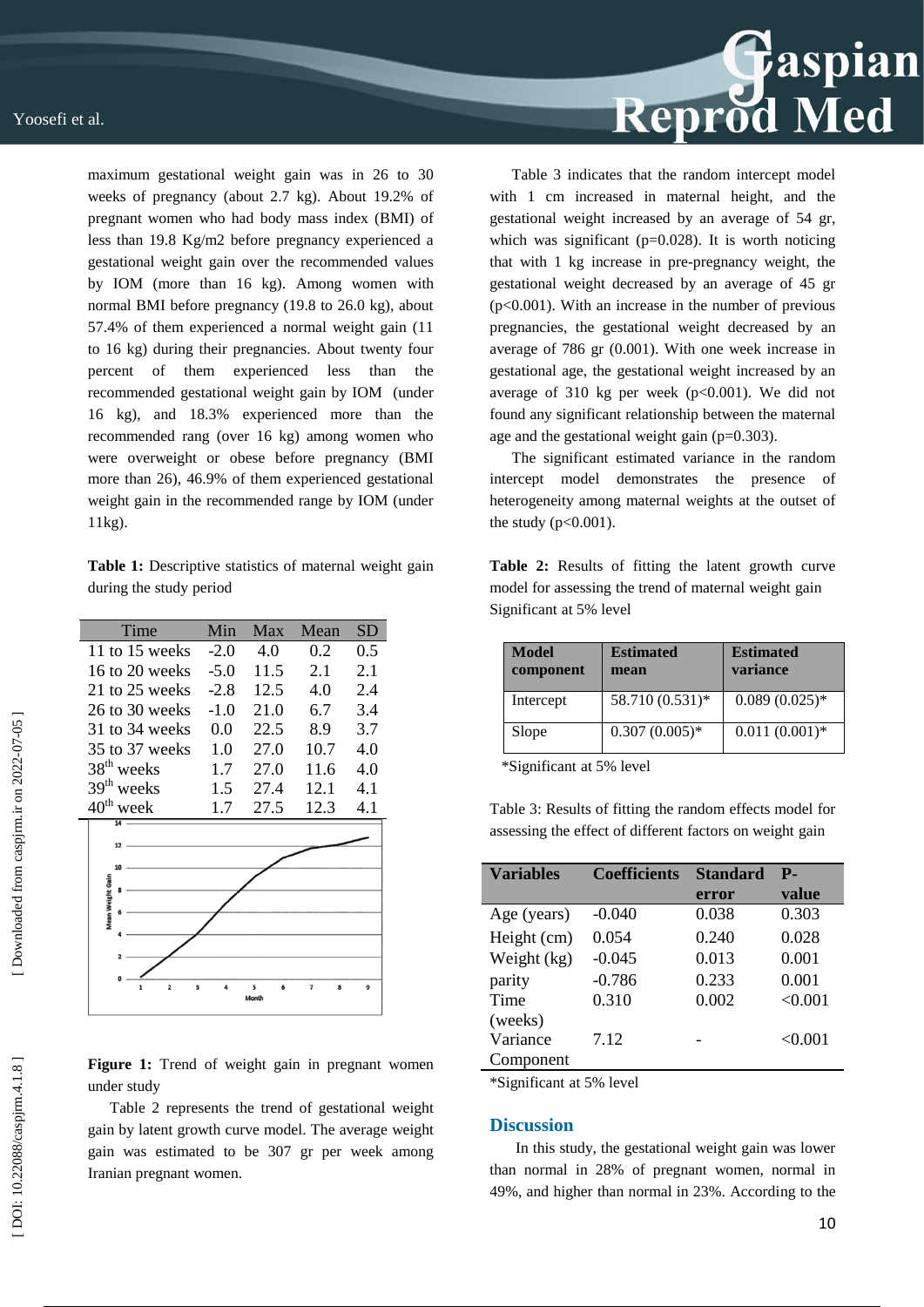maximum gestational weight gain was in 26 to 30 weeks of pregnancy (about 2.7 kg). About 19.2% of pregnant women who had body mass index (BMI) of less than 19.8 Kg/m2 before pregnancy experienced a gestational weight gain over the recommended values by IOM (more than 16 kg). Among women with normal BMI before pregnancy (19.8 to 26.0 kg), about 57.4% of them experienced a normal weight gain (11 to 16 kg) during their pregnancies. About twenty four percent of them experienced less than the recommended gestational weight gain by IOM (under 16 kg), and 18.3% experienced more than the recommended rang (over 16 kg) among women who were overweight or obese before pregnancy (BMI more than 26), 46.9% of them experienced gestational weight gain in the recommended range by IOM (under 11kg).

**Table 1:** Descriptive statistics of maternal weight gain during the study period

| Time | Min | Max | Mean | SD |
|---|---|---|---|---|
| 11 to 15 weeks | -2.0 | 4.0 | 0.2 | 0.5 |
| 16 to 20 weeks | -5.0 | 11.5 | 2.1 | 2.1 |
| 21 to 25 weeks | -2.8 | 12.5 | 4.0 | 2.4 |
| 26 to 30 weeks | -1.0 | 21.0 | 6.7 | 3.4 |
| 31 to 34 weeks | 0.0 | 22.5 | 8.9 | 3.7 |
| 35 to 37 weeks | 1.0 | 27.0 | 10.7 | 4.0 |
| 38th weeks | 1.7 | 27.0 | 11.6 | 4.0 |
| 39th weeks | 1.5 | 27.4 | 12.1 | 4.1 |
| 40th week | 1.7 | 27.5 | 12.3 | 4.1 |

**Figure 1:** Trend of weight gain in pregnant women under study

Table 2 represents the trend of gestational weight gain by latent growth curve model. The average weight gain was estimated to be 307 gr per week among Iranian pregnant women.

Table 3 indicates that the random intercept model with 1 cm increased in maternal height, and the gestational weight increased by an average of 54 gr, which was significant (p=0.028). It is worth noticing that with 1 kg increase in pre-pregnancy weight, the gestational weight decreased by an average of 45 gr (p<0.001). With an increase in the number of previous pregnancies, the gestational weight decreased by an average of 786 gr (0.001). With one week increase in gestational age, the gestational weight increased by an average of 310 kg per week (p<0.001). We did not found any significant relationship between the maternal age and the gestational weight gain (p=0.303).

The significant estimated variance in the random intercept model demonstrates the presence of heterogeneity among maternal weights at the outset of the study (p<0.001).

**Table 2:** Results of fitting the latent growth curve model for assessing the trend of maternal weight gain Significant at 5% level

| Model component | Estimated mean | Estimated variance |
|---|---|---|
| Intercept | 58.710 (0.531)* | 0.089 (0.025)* |
| Slope | 0.307 (0.005)* | 0.011 (0.001)* |

*Significant at 5% level

Table 3: Results of fitting the random effects model for assessing the effect of different factors on weight gain

| Variables | Coefficients | Standard error | P-value |
|---|---|---|---|
| Age (years) | -0.040 | 0.038 | 0.303 |
| Height (cm) | 0.054 | 0.240 | 0.028 |
| Weight (kg) | -0.045 | 0.013 | 0.001 |
| parity | -0.786 | 0.233 | 0.001 |
| Time (weeks) | 0.310 | 0.002 | <0.001 |
| Variance Component | 7.12 | - | <0.001 |

*Significant at 5% level

## Discussion

In this study, the gestational weight gain was lower than normal in 28% of pregnant women, normal in 49%, and higher than normal in 23%. According to the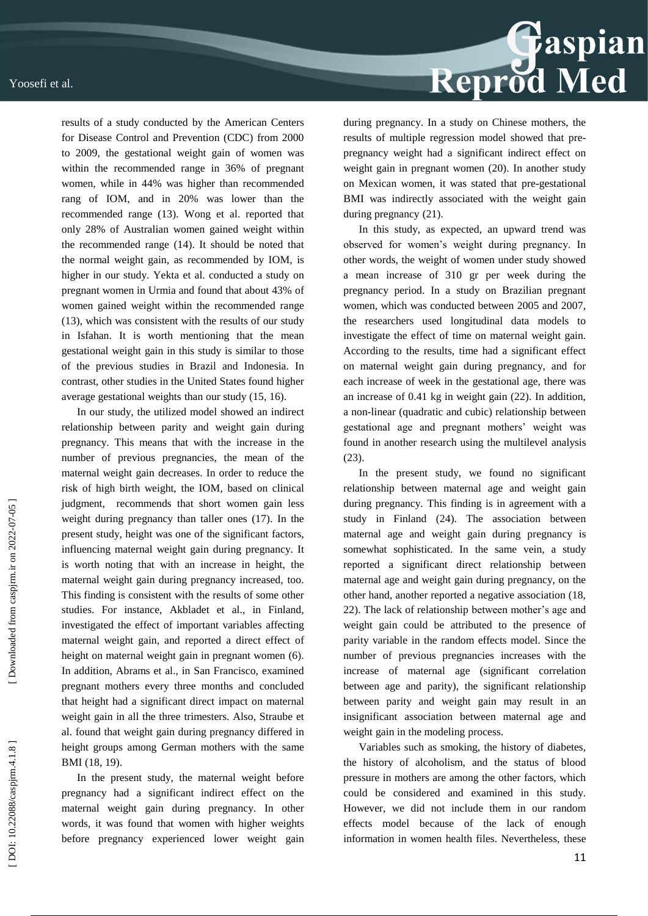results of a study conducted by the American Centers for Disease Control and Prevention (CDC) from 2000 to 2009, the gestational weight gain of women was within the recommended range in 36% of pregnant women, while in 44% was higher than recommended rang of IOM, and in 20% was lower than the recommended range (13). Wong et al. reported that only 28% of Australian women gained weight within the recommended range (14). It should be noted that the normal weight gain, as recommended by IOM, is higher in our study. Yekta et al. conducted a study on pregnant women in Urmia and found that about 43% of women gained weight within the recommended range (13), which was consistent with the results of our study in Isfahan. It is worth mentioning that the mean gestational weight gain in this study is similar to those of the previous studies in Brazil and Indonesia. In contrast, other studies in the United States found higher average gestational weights than our study (15, 16).

In our study, the utilized model showed an indirect relationship between parity and weight gain during pregnancy. This means that with the increase in the number of previous pregnancies, the mean of the maternal weight gain decreases. In order to reduce the risk of high birth weight, the IOM, based on clinical judgment, recommends that short women gain less weight during pregnancy than taller ones (17). In the present study, height was one of the significant factors, influencing maternal weight gain during pregnancy. It is worth noting that with an increase in height, the maternal weight gain during pregnancy increased, too. This finding is consistent with the results of some other studies. For instance, Akbladet et al., in Finland, investigated the effect of important variables affecting maternal weight gain, and reported a direct effect of height on maternal weight gain in pregnant women (6). In addition, Abrams et al., in San Francisco, examined pregnant mothers every three months and concluded that height had a significant direct impact on maternal weight gain in all the three trimesters. Also, Straube et al. found that weight gain during pregnancy differed in height groups among German mothers with the same BMI (18, 19).

In the present study, the maternal weight before pregnancy had a significant indirect effect on the maternal weight gain during pregnancy. In other words, it was found that women with higher weights before pregnancy experienced lower weight gain during pregnancy. In a study on Chinese mothers, the results of multiple regression model showed that pre-pregnancy weight had a significant indirect effect on weight gain in pregnant women (20). In another study on Mexican women, it was stated that pre-gestational BMI was indirectly associated with the weight gain during pregnancy (21).

In this study, as expected, an upward trend was observed for women's weight during pregnancy. In other words, the weight of women under study showed a mean increase of 310 gr per week during the pregnancy period. In a study on Brazilian pregnant women, which was conducted between 2005 and 2007, the researchers used longitudinal data models to investigate the effect of time on maternal weight gain. According to the results, time had a significant effect on maternal weight gain during pregnancy, and for each increase of week in the gestational age, there was an increase of 0.41 kg in weight gain (22). In addition, a non-linear (quadratic and cubic) relationship between gestational age and pregnant mothers' weight was found in another research using the multilevel analysis (23).

In the present study, we found no significant relationship between maternal age and weight gain during pregnancy. This finding is in agreement with a study in Finland (24). The association between maternal age and weight gain during pregnancy is somewhat sophisticated. In the same vein, a study reported a significant direct relationship between maternal age and weight gain during pregnancy, on the other hand, another reported a negative association (18, 22). The lack of relationship between mother's age and weight gain could be attributed to the presence of parity variable in the random effects model. Since the number of previous pregnancies increases with the increase of maternal age (significant correlation between age and parity), the significant relationship between parity and weight gain may result in an insignificant association between maternal age and weight gain in the modeling process.

Variables such as smoking, the history of diabetes, the history of alcoholism, and the status of blood pressure in mothers are among the other factors, which could be considered and examined in this study. However, we did not include them in our random effects model because of the lack of enough information in women health files. Nevertheless, these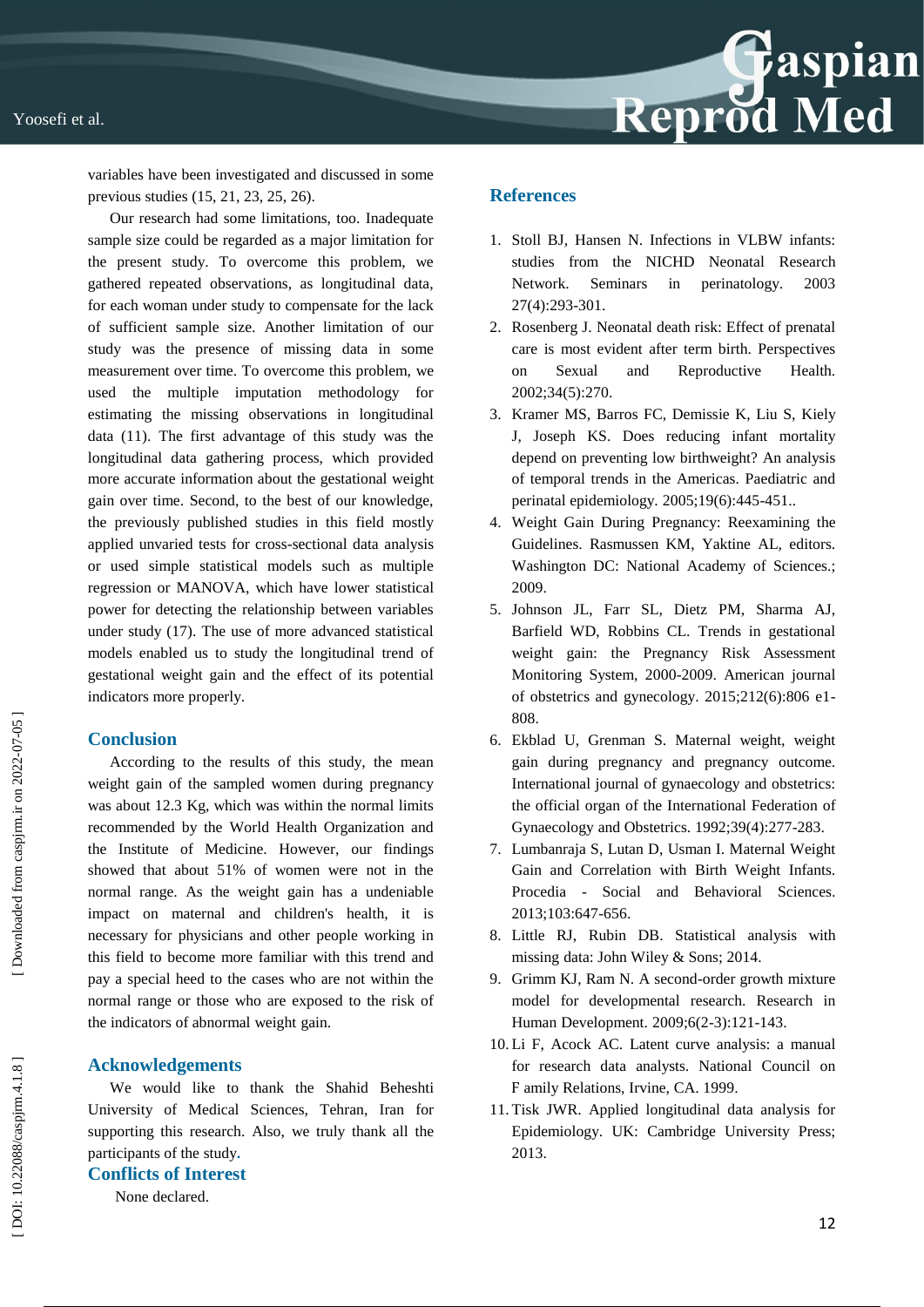variables have been investigated and discussed in some previous studies (15, 21, 23, 25, 26).

Our research had some limitations, too. Inadequate sample size could be regarded as a major limitation for the present study. To overcome this problem, we gathered repeated observations, as longitudinal data, for each woman under study to compensate for the lack of sufficient sample size. Another limitation of our study was the presence of missing data in some measurement over time. To overcome this problem, we used the multiple imputation methodology for estimating the missing observations in longitudinal data (11). The first advantage of this study was the longitudinal data gathering process, which provided more accurate information about the gestational weight gain over time. Second, to the best of our knowledge, the previously published studies in this field mostly applied unvaried tests for cross-sectional data analysis or used simple statistical models such as multiple regression or MANOVA, which have lower statistical power for detecting the relationship between variables under study (17). The use of more advanced statistical models enabled us to study the longitudinal trend of gestational weight gain and the effect of its potential indicators more properly.

## Conclusion

According to the results of this study, the mean weight gain of the sampled women during pregnancy was about 12.3 Kg, which was within the normal limits recommended by the World Health Organization and the Institute of Medicine. However, our findings showed that about 51% of women were not in the normal range. As the weight gain has a undeniable impact on maternal and children's health, it is necessary for physicians and other people working in this field to become more familiar with this trend and pay a special heed to the cases who are not within the normal range or those who are exposed to the risk of the indicators of abnormal weight gain.

## Acknowledgements

We would like to thank the Shahid Beheshti University of Medical Sciences, Tehran, Iran for supporting this research. Also, we truly thank all the participants of the study.

## Conflicts of Interest

None declared.

## References

1. Stoll BJ, Hansen N. Infections in VLBW infants: studies from the NICHD Neonatal Research Network. Seminars in perinatology. 2003 27(4):293-301.
2. Rosenberg J. Neonatal death risk: Effect of prenatal care is most evident after term birth. Perspectives on Sexual and Reproductive Health. 2002;34(5):270.
3. Kramer MS, Barros FC, Demissie K, Liu S, Kiely J, Joseph KS. Does reducing infant mortality depend on preventing low birthweight? An analysis of temporal trends in the Americas. Paediatric and perinatal epidemiology. 2005;19(6):445-451..
4. Weight Gain During Pregnancy: Reexamining the Guidelines. Rasmussen KM, Yaktine AL, editors. Washington DC: National Academy of Sciences.; 2009.
5. Johnson JL, Farr SL, Dietz PM, Sharma AJ, Barfield WD, Robbins CL. Trends in gestational weight gain: the Pregnancy Risk Assessment Monitoring System, 2000-2009. American journal of obstetrics and gynecology. 2015;212(6):806 e1-808.
6. Ekblad U, Grenman S. Maternal weight, weight gain during pregnancy and pregnancy outcome. International journal of gynaecology and obstetrics: the official organ of the International Federation of Gynaecology and Obstetrics. 1992;39(4):277-283.
7. Lumbanraja S, Lutan D, Usman I. Maternal Weight Gain and Correlation with Birth Weight Infants. Procedia - Social and Behavioral Sciences. 2013;103:647-656.
8. Little RJ, Rubin DB. Statistical analysis with missing data: John Wiley & Sons; 2014.
9. Grimm KJ, Ram N. A second-order growth mixture model for developmental research. Research in Human Development. 2009;6(2-3):121-143.
10. Li F, Acock AC. Latent curve analysis: a manual for research data analysts. National Council on F amily Relations, Irvine, CA. 1999.
11. Tisk JWR. Applied longitudinal data analysis for Epidemiology. UK: Cambridge University Press; 2013.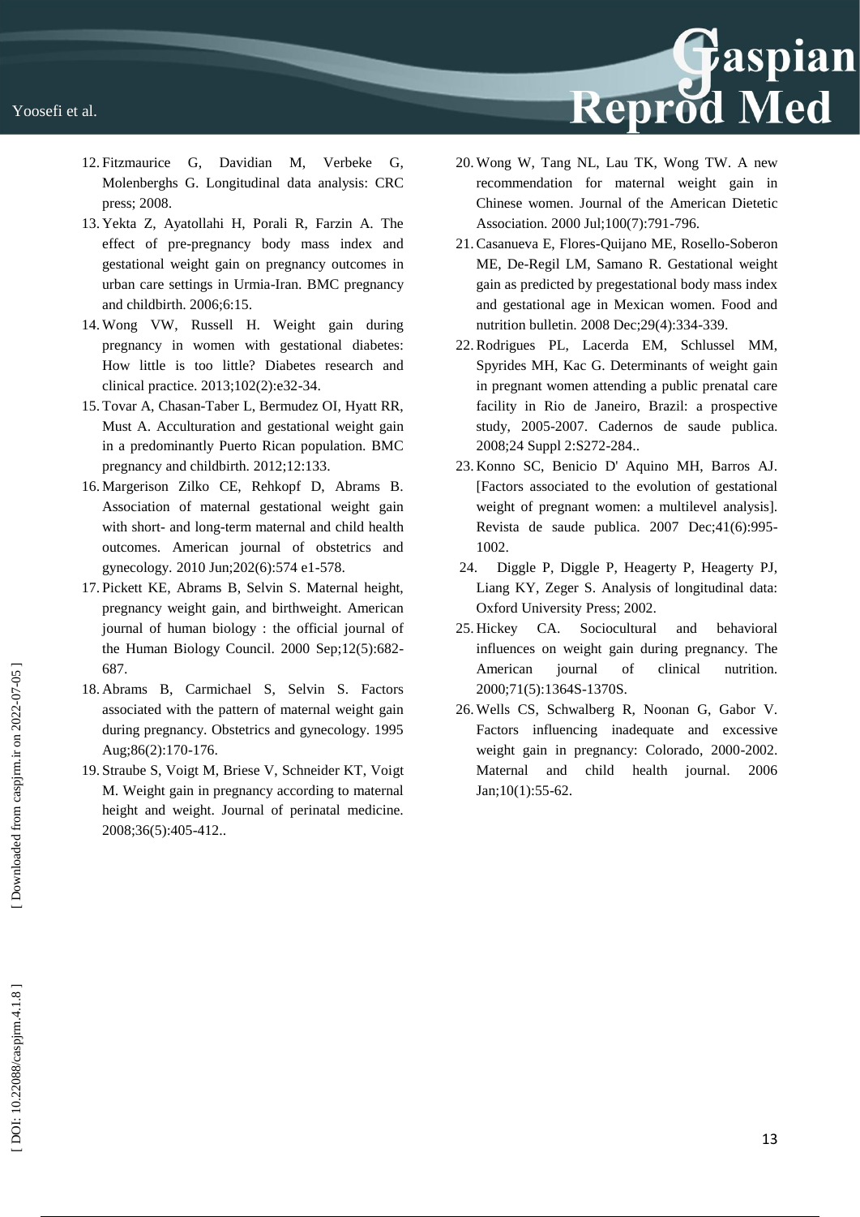12. Fitzmaurice G, Davidian M, Verbeke G, Molenberghs G. Longitudinal data analysis: CRC press; 2008.
13. Yekta Z, Ayatollahi H, Porali R, Farzin A. The effect of pre-pregnancy body mass index and gestational weight gain on pregnancy outcomes in urban care settings in Urmia-Iran. BMC pregnancy and childbirth. 2006;6:15.
14. Wong VW, Russell H. Weight gain during pregnancy in women with gestational diabetes: How little is too little? Diabetes research and clinical practice. 2013;102(2):e32-34.
15. Tovar A, Chasan-Taber L, Bermudez OI, Hyatt RR, Must A. Acculturation and gestational weight gain in a predominantly Puerto Rican population. BMC pregnancy and childbirth. 2012;12:133.
16. Margerison Zilko CE, Rehkopf D, Abrams B. Association of maternal gestational weight gain with short- and long-term maternal and child health outcomes. American journal of obstetrics and gynecology. 2010 Jun;202(6):574 e1-578.
17. Pickett KE, Abrams B, Selvin S. Maternal height, pregnancy weight gain, and birthweight. American journal of human biology : the official journal of the Human Biology Council. 2000 Sep;12(5):682-687.
18. Abrams B, Carmichael S, Selvin S. Factors associated with the pattern of maternal weight gain during pregnancy. Obstetrics and gynecology. 1995 Aug;86(2):170-176.
19. Straube S, Voigt M, Briese V, Schneider KT, Voigt M. Weight gain in pregnancy according to maternal height and weight. Journal of perinatal medicine. 2008;36(5):405-412..
20. Wong W, Tang NL, Lau TK, Wong TW. A new recommendation for maternal weight gain in Chinese women. Journal of the American Dietetic Association. 2000 Jul;100(7):791-796.
21. Casanueva E, Flores-Quijano ME, Rosello-Soberon ME, De-Regil LM, Samano R. Gestational weight gain as predicted by pregestational body mass index and gestational age in Mexican women. Food and nutrition bulletin. 2008 Dec;29(4):334-339.
22. Rodrigues PL, Lacerda EM, Schlussel MM, Spyrides MH, Kac G. Determinants of weight gain in pregnant women attending a public prenatal care facility in Rio de Janeiro, Brazil: a prospective study, 2005-2007. Cadernos de saude publica. 2008;24 Suppl 2:S272-284..
23. Konno SC, Benicio D' Aquino MH, Barros AJ. [Factors associated to the evolution of gestational weight of pregnant women: a multilevel analysis]. Revista de saude publica. 2007 Dec;41(6):995-1002.
24. Diggle P, Diggle P, Heagerty P, Heagerty PJ, Liang KY, Zeger S. Analysis of longitudinal data: Oxford University Press; 2002.
25. Hickey CA. Sociocultural and behavioral influences on weight gain during pregnancy. The American journal of clinical nutrition. 2000;71(5):1364S-1370S.
26. Wells CS, Schwalberg R, Noonan G, Gabor V. Factors influencing inadequate and excessive weight gain in pregnancy: Colorado, 2000-2002. Maternal and child health journal. 2006 Jan;10(1):55-62.